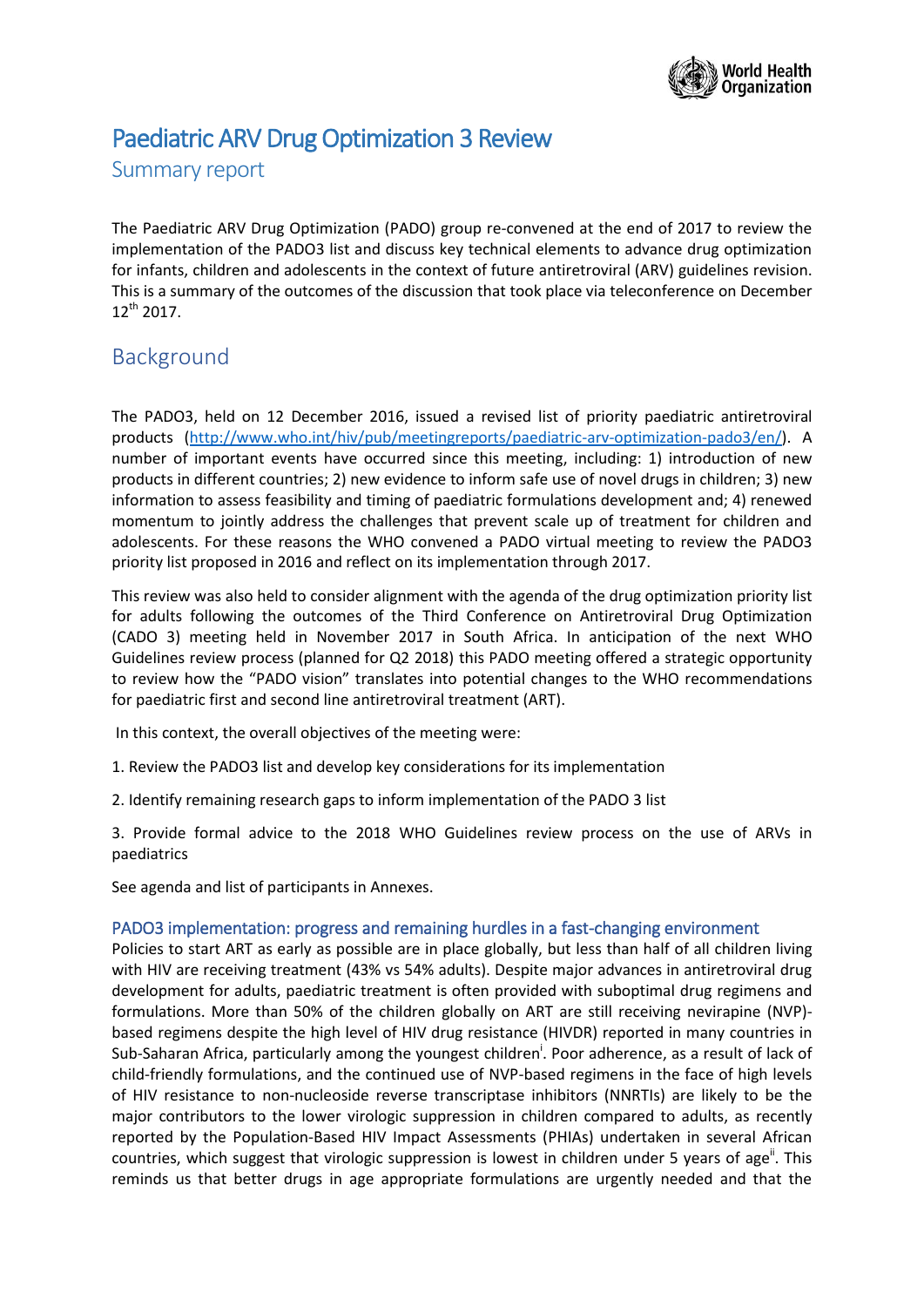# Paediatric ARV Drug Optimization 3 Review

## Summary report

The Paediatric ARV Drug Optimization (PADO) group re-convened at the end of 2017 to review the implementation of the PADO3 list and discuss key technical elements to advance drug optimization for infants, children and adolescents in the context of future antiretroviral (ARV) guidelines revision. This is a summary of the outcomes of the discussion that took place via teleconference on December 12th 2017.

## Background

The PADO3, held on 12 December 2016, issued a revised list of priority paediatric antiretroviral products (http://www.who.int/hiv/pub/meetingreports/paediatric-arv-optimization-pado3/en/). A number of important events have occurred since this meeting, including: 1) introduction of new products in different countries; 2) new evidence to inform safe use of novel drugs in children; 3) new information to assess feasibility and timing of paediatric formulations development and; 4) renewed momentum to jointly address the challenges that prevent scale up of treatment for children and adolescents. For these reasons the WHO convened a PADO virtual meeting to review the PADO3 priority list proposed in 2016 and reflect on its implementation through 2017.

This review was also held to consider alignment with the agenda of the drug optimization priority list for adults following the outcomes of the Third Conference on Antiretroviral Drug Optimization (CADO 3) meeting held in November 2017 in South Africa. In anticipation of the next WHO Guidelines review process (planned for Q2 2018) this PADO meeting offered a strategic opportunity to review how the "PADO vision" translates into potential changes to the WHO recommendations for paediatric first and second line antiretroviral treatment (ART).

In this context, the overall objectives of the meeting were:

1. Review the PADO3 list and develop key considerations for its implementation

2. Identify remaining research gaps to inform implementation of the PADO 3 list

3. Provide formal advice to the 2018 WHO Guidelines review process on the use of ARVs in paediatrics

See agenda and list of participants in Annexes.

### PADO3 implementation: progress and remaining hurdles in a fast-changing environment

Policies to start ART as early as possible are in place globally, but less than half of all children living with HIV are receiving treatment (43% vs 54% adults). Despite major advances in antiretroviral drug development for adults, paediatric treatment is often provided with suboptimal drug regimens and formulations. More than 50% of the children globally on ART are still receiving nevirapine (NVP)-based regimens despite the high level of HIV drug resistance (HIVDR) reported in many countries in Sub-Saharan Africa, particularly among the youngest children[i]. Poor adherence, as a result of lack of child-friendly formulations, and the continued use of NVP-based regimens in the face of high levels of HIV resistance to non-nucleoside reverse transcriptase inhibitors (NNRTIs) are likely to be the major contributors to the lower virologic suppression in children compared to adults, as recently reported by the Population-Based HIV Impact Assessments (PHIAs) undertaken in several African countries, which suggest that virologic suppression is lowest in children under 5 years of age[ii]. This reminds us that better drugs in age appropriate formulations are urgently needed and that the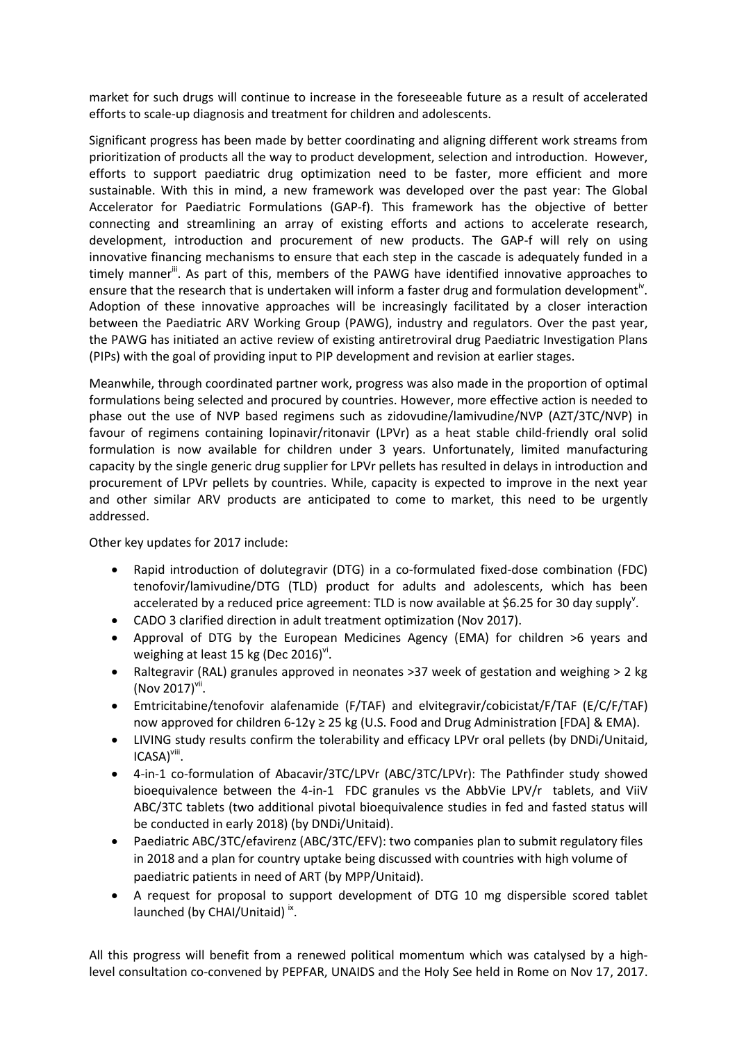market for such drugs will continue to increase in the foreseeable future as a result of accelerated efforts to scale-up diagnosis and treatment for children and adolescents.

Significant progress has been made by better coordinating and aligning different work streams from prioritization of products all the way to product development, selection and introduction. However, efforts to support paediatric drug optimization need to be faster, more efficient and more sustainable. With this in mind, a new framework was developed over the past year: The Global Accelerator for Paediatric Formulations (GAP-f). This framework has the objective of better connecting and streamlining an array of existing efforts and actions to accelerate research, development, introduction and procurement of new products. The GAP-f will rely on using innovative financing mechanisms to ensure that each step in the cascade is adequately funded in a timely manner[iii]. As part of this, members of the PAWG have identified innovative approaches to ensure that the research that is undertaken will inform a faster drug and formulation development[iv]. Adoption of these innovative approaches will be increasingly facilitated by a closer interaction between the Paediatric ARV Working Group (PAWG), industry and regulators. Over the past year, the PAWG has initiated an active review of existing antiretroviral drug Paediatric Investigation Plans (PIPs) with the goal of providing input to PIP development and revision at earlier stages.

Meanwhile, through coordinated partner work, progress was also made in the proportion of optimal formulations being selected and procured by countries. However, more effective action is needed to phase out the use of NVP based regimens such as zidovudine/lamivudine/NVP (AZT/3TC/NVP) in favour of regimens containing lopinavir/ritonavir (LPVr) as a heat stable child-friendly oral solid formulation is now available for children under 3 years. Unfortunately, limited manufacturing capacity by the single generic drug supplier for LPVr pellets has resulted in delays in introduction and procurement of LPVr pellets by countries. While, capacity is expected to improve in the next year and other similar ARV products are anticipated to come to market, this need to be urgently addressed.

Other key updates for 2017 include:

- Rapid introduction of dolutegravir (DTG) in a co-formulated fixed-dose combination (FDC) tenofovir/lamivudine/DTG (TLD) product for adults and adolescents, which has been accelerated by a reduced price agreement: TLD is now available at $6.25 for 30 day supply[v].
- CADO 3 clarified direction in adult treatment optimization (Nov 2017).
- Approval of DTG by the European Medicines Agency (EMA) for children >6 years and weighing at least 15 kg (Dec 2016)[vi].
- Raltegravir (RAL) granules approved in neonates >37 week of gestation and weighing > 2 kg (Nov 2017)[vii].
- Emtricitabine/tenofovir alafenamide (F/TAF) and elvitegravir/cobicistat/F/TAF (E/C/F/TAF) now approved for children 6-12y ≥ 25 kg (U.S. Food and Drug Administration [FDA] & EMA).
- LIVING study results confirm the tolerability and efficacy LPVr oral pellets (by DNDi/Unitaid, ICASA)[viii].
- 4-in-1 co-formulation of Abacavir/3TC/LPVr (ABC/3TC/LPVr): The Pathfinder study showed bioequivalence between the 4-in-1 FDC granules vs the AbbVie LPV/r tablets, and ViiV ABC/3TC tablets (two additional pivotal bioequivalence studies in fed and fasted status will be conducted in early 2018) (by DNDi/Unitaid).
- Paediatric ABC/3TC/efavirenz (ABC/3TC/EFV): two companies plan to submit regulatory files in 2018 and a plan for country uptake being discussed with countries with high volume of paediatric patients in need of ART (by MPP/Unitaid).
- A request for proposal to support development of DTG 10 mg dispersible scored tablet launched (by CHAI/Unitaid) [ix].

All this progress will benefit from a renewed political momentum which was catalysed by a high-level consultation co-convened by PEPFAR, UNAIDS and the Holy See held in Rome on Nov 17, 2017.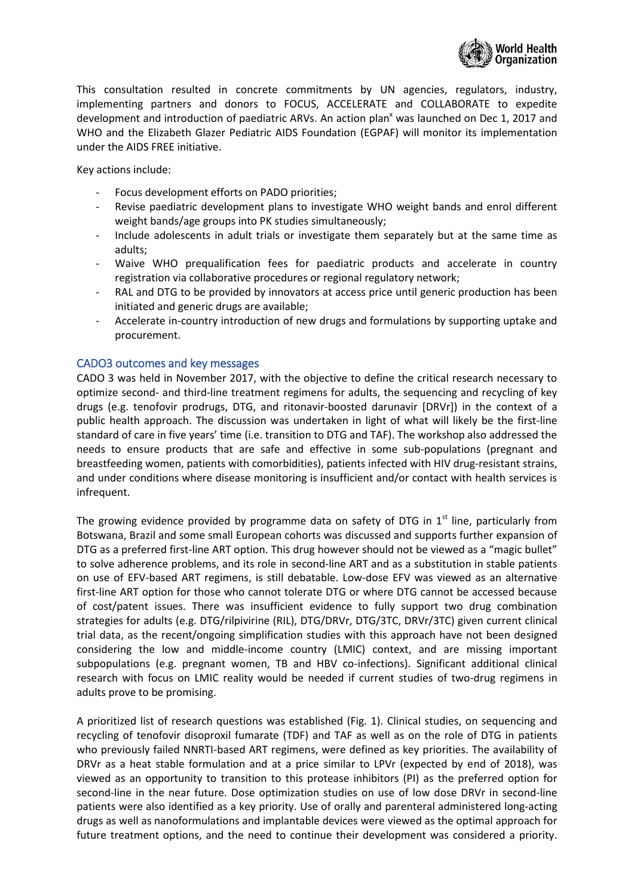This consultation resulted in concrete commitments by UN agencies, regulators, industry, implementing partners and donors to FOCUS, ACCELERATE and COLLABORATE to expedite development and introduction of paediatric ARVs. An action plan[x] was launched on Dec 1, 2017 and WHO and the Elizabeth Glazer Pediatric AIDS Foundation (EGPAF) will monitor its implementation under the AIDS FREE initiative.

Key actions include:

- Focus development efforts on PADO priorities;
- Revise paediatric development plans to investigate WHO weight bands and enrol different weight bands/age groups into PK studies simultaneously;
- Include adolescents in adult trials or investigate them separately but at the same time as adults;
- Waive WHO prequalification fees for paediatric products and accelerate in country registration via collaborative procedures or regional regulatory network;
- RAL and DTG to be provided by innovators at access price until generic production has been initiated and generic drugs are available;
- Accelerate in-country introduction of new drugs and formulations by supporting uptake and procurement.

## CADO3 outcomes and key messages

CADO 3 was held in November 2017, with the objective to define the critical research necessary to optimize second- and third-line treatment regimens for adults, the sequencing and recycling of key drugs (e.g. tenofovir prodrugs, DTG, and ritonavir-boosted darunavir [DRVr]) in the context of a public health approach. The discussion was undertaken in light of what will likely be the first-line standard of care in five years' time (i.e. transition to DTG and TAF). The workshop also addressed the needs to ensure products that are safe and effective in some sub-populations (pregnant and breastfeeding women, patients with comorbidities), patients infected with HIV drug-resistant strains, and under conditions where disease monitoring is insufficient and/or contact with health services is infrequent.

The growing evidence provided by programme data on safety of DTG in 1st line, particularly from Botswana, Brazil and some small European cohorts was discussed and supports further expansion of DTG as a preferred first-line ART option. This drug however should not be viewed as a "magic bullet" to solve adherence problems, and its role in second-line ART and as a substitution in stable patients on use of EFV-based ART regimens, is still debatable. Low-dose EFV was viewed as an alternative first-line ART option for those who cannot tolerate DTG or where DTG cannot be accessed because of cost/patent issues. There was insufficient evidence to fully support two drug combination strategies for adults (e.g. DTG/rilpivirine (RIL), DTG/DRVr, DTG/3TC, DRVr/3TC) given current clinical trial data, as the recent/ongoing simplification studies with this approach have not been designed considering the low and middle-income country (LMIC) context, and are missing important subpopulations (e.g. pregnant women, TB and HBV co-infections). Significant additional clinical research with focus on LMIC reality would be needed if current studies of two-drug regimens in adults prove to be promising.

A prioritized list of research questions was established (Fig. 1). Clinical studies, on sequencing and recycling of tenofovir disoproxil fumarate (TDF) and TAF as well as on the role of DTG in patients who previously failed NNRTI-based ART regimens, were defined as key priorities. The availability of DRVr as a heat stable formulation and at a price similar to LPVr (expected by end of 2018), was viewed as an opportunity to transition to this protease inhibitors (PI) as the preferred option for second-line in the near future. Dose optimization studies on use of low dose DRVr in second-line patients were also identified as a key priority. Use of orally and parenteral administered long-acting drugs as well as nanoformulations and implantable devices were viewed as the optimal approach for future treatment options, and the need to continue their development was considered a priority.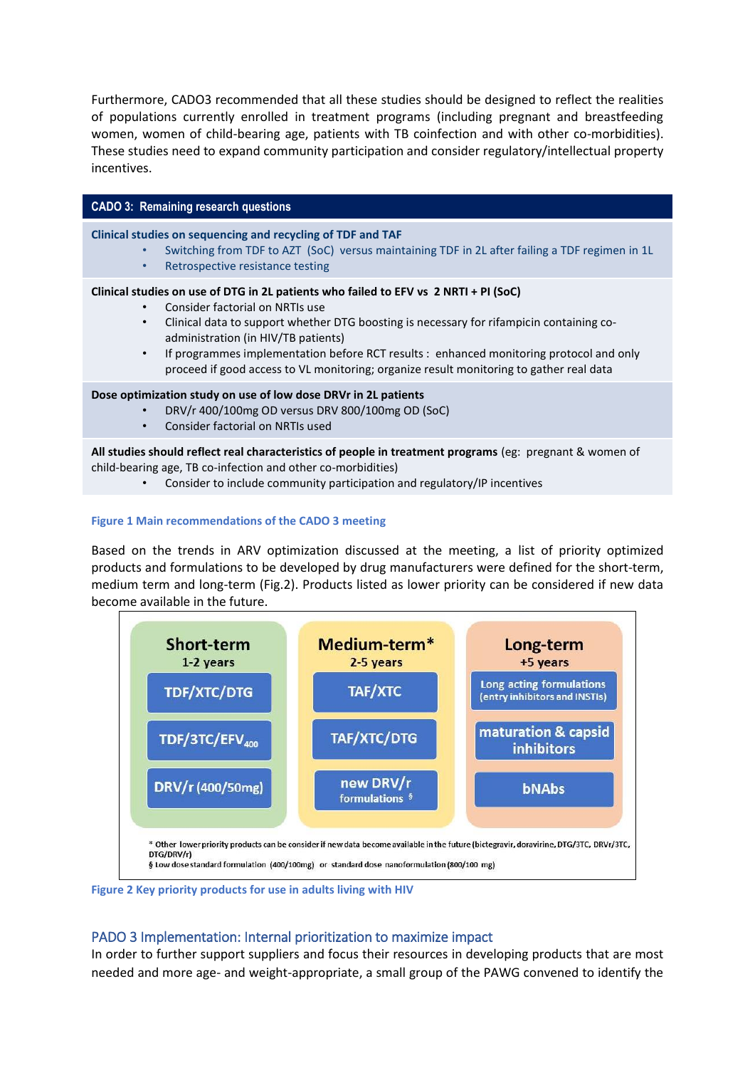Furthermore, CADO3 recommended that all these studies should be designed to reflect the realities of populations currently enrolled in treatment programs (including pregnant and breastfeeding women, women of child-bearing age, patients with TB coinfection and with other co-morbidities). These studies need to expand community participation and consider regulatory/intellectual property incentives.

**CADO 3: Remaining research questions**

**Clinical studies on sequencing and recycling of TDF and TAF**

- Switching from TDF to AZT (SoC) versus maintaining TDF in 2L after failing a TDF regimen in 1L
- Retrospective resistance testing

**Clinical studies on use of DTG in 2L patients who failed to EFV vs 2 NRTI + PI (SoC)**

- Consider factorial on NRTIs use
- Clinical data to support whether DTG boosting is necessary for rifampicin containing co-administration (in HIV/TB patients)
- If programmes implementation before RCT results : enhanced monitoring protocol and only proceed if good access to VL monitoring; organize result monitoring to gather real data

**Dose optimization study on use of low dose DRVr in 2L patients**

- DRV/r 400/100mg OD versus DRV 800/100mg OD (SoC)
- Consider factorial on NRTIs used

**All studies should reflect real characteristics of people in treatment programs** (eg: pregnant & women of child-bearing age, TB co-infection and other co-morbidities)

- Consider to include community participation and regulatory/IP incentives

Figure 1 Main recommendations of the CADO 3 meeting

Based on the trends in ARV optimization discussed at the meeting, a list of priority optimized products and formulations to be developed by drug manufacturers were defined for the short-term, medium term and long-term (Fig.2). Products listed as lower priority can be considered if new data become available in the future.

| Short-term 1-2 years | Medium-term* 2-5 years | Long-term +5 years |
|---|---|---|
| TDF/XTC/DTG | TAF/XTC | Long acting formulations (entry inhibitors and INSTIs) |
| TDF/3TC/$EFV_{400}$ | TAF/XTC/DTG | maturation & capsid inhibitors |
| DRV/r (400/50mg) | new DRV/r formulations § | bNAbs |

\* Other lower priority products can be consider if new data become available in the future (bictegravir, doravirine, DTG/3TC, DRVr/3TC, DTG/DRV/r)
§ Low dose standard formulation (400/100mg) or standard dose nanoformulation (800/100 mg)

Figure 2 Key priority products for use in adults living with HIV

## PADO 3 Implementation: Internal prioritization to maximize impact

In order to further support suppliers and focus their resources in developing products that are most needed and more age- and weight-appropriate, a small group of the PAWG convened to identify the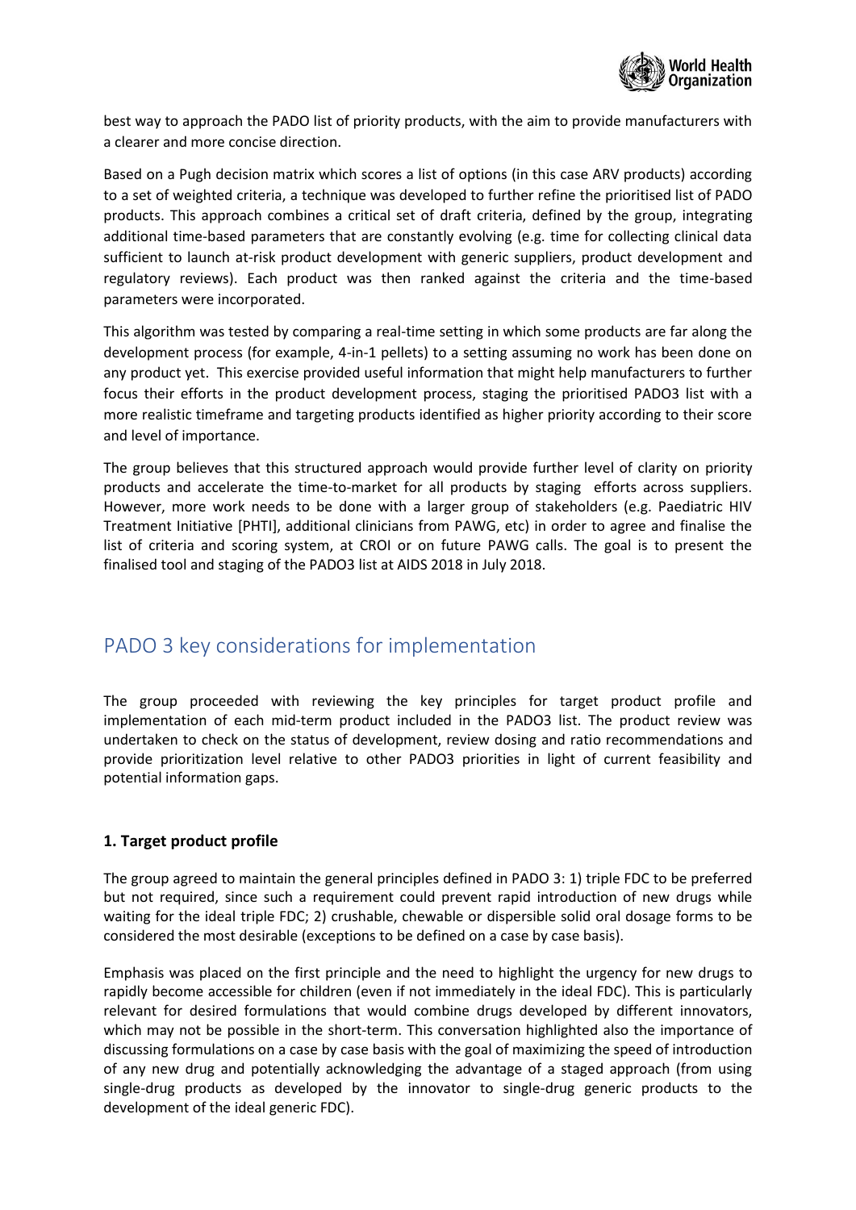best way to approach the PADO list of priority products, with the aim to provide manufacturers with a clearer and more concise direction.

Based on a Pugh decision matrix which scores a list of options (in this case ARV products) according to a set of weighted criteria, a technique was developed to further refine the prioritised list of PADO products. This approach combines a critical set of draft criteria, defined by the group, integrating additional time-based parameters that are constantly evolving (e.g. time for collecting clinical data sufficient to launch at-risk product development with generic suppliers, product development and regulatory reviews). Each product was then ranked against the criteria and the time-based parameters were incorporated.

This algorithm was tested by comparing a real-time setting in which some products are far along the development process (for example, 4-in-1 pellets) to a setting assuming no work has been done on any product yet. This exercise provided useful information that might help manufacturers to further focus their efforts in the product development process, staging the prioritised PADO3 list with a more realistic timeframe and targeting products identified as higher priority according to their score and level of importance.

The group believes that this structured approach would provide further level of clarity on priority products and accelerate the time-to-market for all products by staging efforts across suppliers. However, more work needs to be done with a larger group of stakeholders (e.g. Paediatric HIV Treatment Initiative [PHTI], additional clinicians from PAWG, etc) in order to agree and finalise the list of criteria and scoring system, at CROI or on future PAWG calls. The goal is to present the finalised tool and staging of the PADO3 list at AIDS 2018 in July 2018.

## PADO 3 key considerations for implementation

The group proceeded with reviewing the key principles for target product profile and implementation of each mid-term product included in the PADO3 list. The product review was undertaken to check on the status of development, review dosing and ratio recommendations and provide prioritization level relative to other PADO3 priorities in light of current feasibility and potential information gaps.

### 1. Target product profile

The group agreed to maintain the general principles defined in PADO 3: 1) triple FDC to be preferred but not required, since such a requirement could prevent rapid introduction of new drugs while waiting for the ideal triple FDC; 2) crushable, chewable or dispersible solid oral dosage forms to be considered the most desirable (exceptions to be defined on a case by case basis).

Emphasis was placed on the first principle and the need to highlight the urgency for new drugs to rapidly become accessible for children (even if not immediately in the ideal FDC). This is particularly relevant for desired formulations that would combine drugs developed by different innovators, which may not be possible in the short-term. This conversation highlighted also the importance of discussing formulations on a case by case basis with the goal of maximizing the speed of introduction of any new drug and potentially acknowledging the advantage of a staged approach (from using single-drug products as developed by the innovator to single-drug generic products to the development of the ideal generic FDC).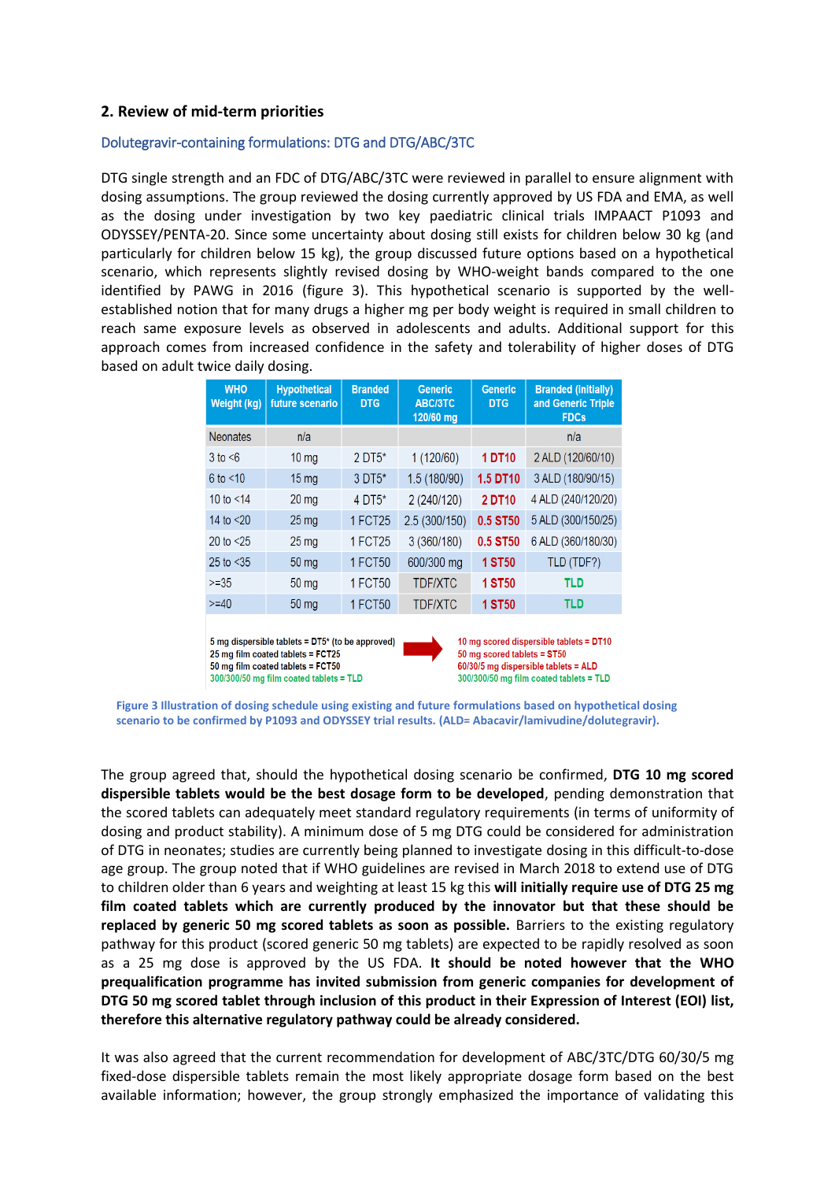## 2. Review of mid-term priorities

### Dolutegravir-containing formulations: DTG and DTG/ABC/3TC

DTG single strength and an FDC of DTG/ABC/3TC were reviewed in parallel to ensure alignment with dosing assumptions. The group reviewed the dosing currently approved by US FDA and EMA, as well as the dosing under investigation by two key paediatric clinical trials IMPAACT P1093 and ODYSSEY/PENTA-20. Since some uncertainty about dosing still exists for children below 30 kg (and particularly for children below 15 kg), the group discussed future options based on a hypothetical scenario, which represents slightly revised dosing by WHO-weight bands compared to the one identified by PAWG in 2016 (figure 3). This hypothetical scenario is supported by the well-established notion that for many drugs a higher mg per body weight is required in small children to reach same exposure levels as observed in adolescents and adults. Additional support for this approach comes from increased confidence in the safety and tolerability of higher doses of DTG based on adult twice daily dosing.

| WHO Weight (kg) | Hypothetical future scenario | Branded DTG | Generic ABC/3TC 120/60 mg | Generic DTG | Branded (initially) and Generic Triple FDCs |
|---|---|---|---|---|---|
| Neonates | n/a | | | | n/a |
| 3 to <6 | 10 mg | 2 DT5* | 1 (120/60) | 1 DT10 | 2 ALD (120/60/10) |
| 6 to <10 | 15 mg | 3 DT5* | 1.5 (180/90) | 1.5 DT10 | 3 ALD (180/90/15) |
| 10 to <14 | 20 mg | 4 DT5* | 2 (240/120) | 2 DT10 | 4 ALD (240/120/20) |
| 14 to <20 | 25 mg | 1 FCT25 | 2.5 (300/150) | 0.5 ST50 | 5 ALD (300/150/25) |
| 20 to <25 | 25 mg | 1 FCT25 | 3 (360/180) | 0.5 ST50 | 6 ALD (360/180/30) |
| 25 to <35 | 50 mg | 1 FCT50 | 600/300 mg | 1 ST50 | TLD (TDF?) |
| >=35 | 50 mg | 1 FCT50 | TDF/XTC | 1 ST50 | TLD |
| >=40 | 50 mg | 1 FCT50 | TDF/XTC | 1 ST50 | TLD |

5 mg dispersible tablets = DT5* (to be approved)
25 mg film coated tablets = FCT25
50 mg film coated tablets = FCT50
300/300/50 mg film coated tablets = TLD

→

10 mg scored dispersible tablets = DT10
50 mg scored tablets = ST50
60/30/5 mg dispersible tablets = ALD
300/300/50 mg film coated tablets = TLD

Figure 3 Illustration of dosing schedule using existing and future formulations based on hypothetical dosing scenario to be confirmed by P1093 and ODYSSEY trial results. (ALD= Abacavir/lamivudine/dolutegravir).

The group agreed that, should the hypothetical dosing scenario be confirmed, **DTG 10 mg scored dispersible tablets would be the best dosage form to be developed**, pending demonstration that the scored tablets can adequately meet standard regulatory requirements (in terms of uniformity of dosing and product stability). A minimum dose of 5 mg DTG could be considered for administration of DTG in neonates; studies are currently being planned to investigate dosing in this difficult-to-dose age group. The group noted that if WHO guidelines are revised in March 2018 to extend use of DTG to children older than 6 years and weighting at least 15 kg this **will initially require use of DTG 25 mg film coated tablets which are currently produced by the innovator but that these should be replaced by generic 50 mg scored tablets as soon as possible.** Barriers to the existing regulatory pathway for this product (scored generic 50 mg tablets) are expected to be rapidly resolved as soon as a 25 mg dose is approved by the US FDA. **It should be noted however that the WHO prequalification programme has invited submission from generic companies for development of DTG 50 mg scored tablet through inclusion of this product in their Expression of Interest (EOI) list, therefore this alternative regulatory pathway could be already considered.**

It was also agreed that the current recommendation for development of ABC/3TC/DTG 60/30/5 mg fixed-dose dispersible tablets remain the most likely appropriate dosage form based on the best available information; however, the group strongly emphasized the importance of validating this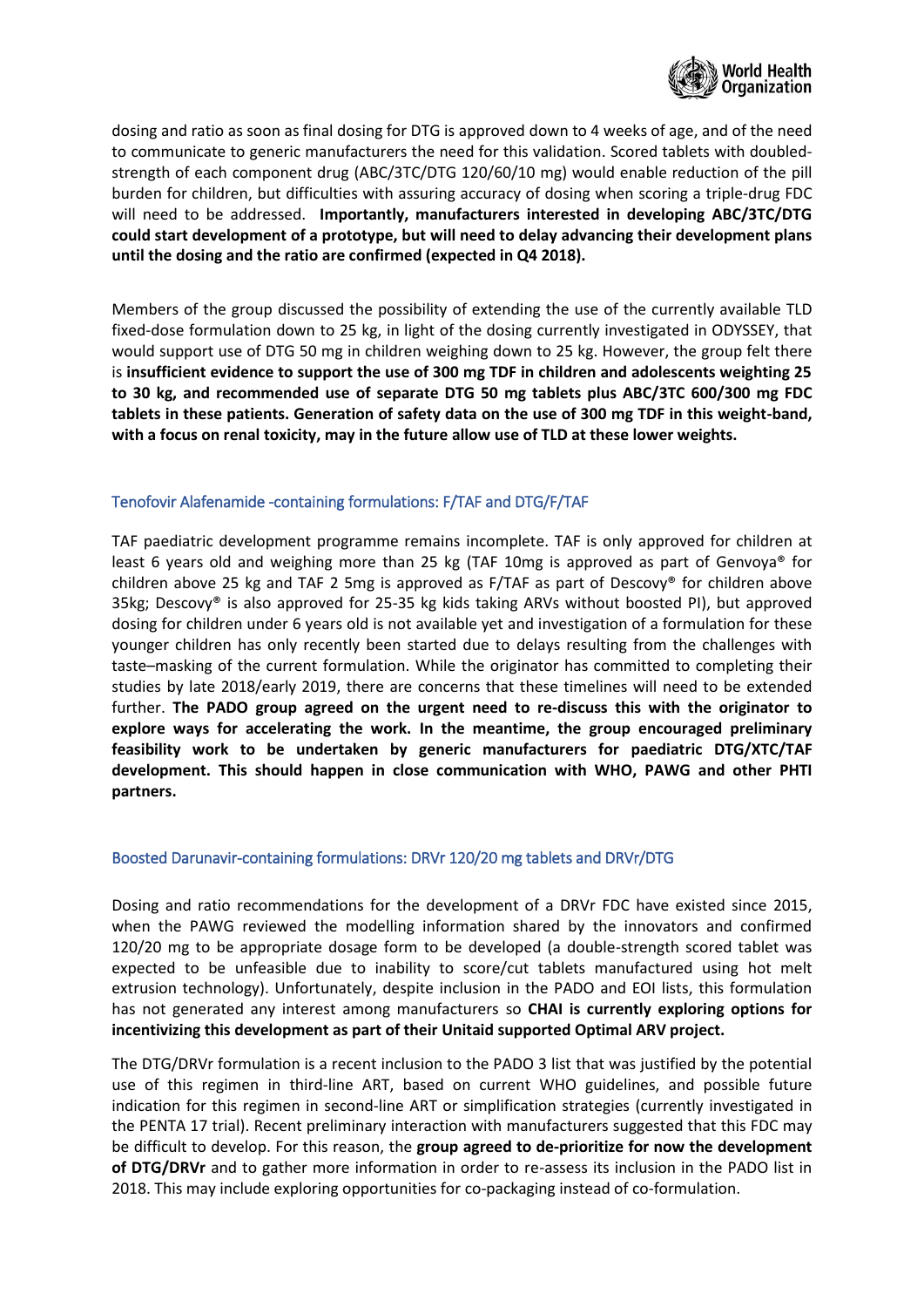dosing and ratio as soon as final dosing for DTG is approved down to 4 weeks of age, and of the need to communicate to generic manufacturers the need for this validation. Scored tablets with doubled-strength of each component drug (ABC/3TC/DTG 120/60/10 mg) would enable reduction of the pill burden for children, but difficulties with assuring accuracy of dosing when scoring a triple-drug FDC will need to be addressed. **Importantly, manufacturers interested in developing ABC/3TC/DTG could start development of a prototype, but will need to delay advancing their development plans until the dosing and the ratio are confirmed (expected in Q4 2018).**

Members of the group discussed the possibility of extending the use of the currently available TLD fixed-dose formulation down to 25 kg, in light of the dosing currently investigated in ODYSSEY, that would support use of DTG 50 mg in children weighing down to 25 kg. However, the group felt there is **insufficient evidence to support the use of 300 mg TDF in children and adolescents weighting 25 to 30 kg, and recommended use of separate DTG 50 mg tablets plus ABC/3TC 600/300 mg FDC tablets in these patients. Generation of safety data on the use of 300 mg TDF in this weight-band, with a focus on renal toxicity, may in the future allow use of TLD at these lower weights.**

### Tenofovir Alafenamide -containing formulations: F/TAF and DTG/F/TAF

TAF paediatric development programme remains incomplete. TAF is only approved for children at least 6 years old and weighing more than 25 kg (TAF 10mg is approved as part of Genvoya® for children above 25 kg and TAF 2 5mg is approved as F/TAF as part of Descovy® for children above 35kg; Descovy® is also approved for 25-35 kg kids taking ARVs without boosted PI), but approved dosing for children under 6 years old is not available yet and investigation of a formulation for these younger children has only recently been started due to delays resulting from the challenges with taste–masking of the current formulation. While the originator has committed to completing their studies by late 2018/early 2019, there are concerns that these timelines will need to be extended further. **The PADO group agreed on the urgent need to re-discuss this with the originator to explore ways for accelerating the work. In the meantime, the group encouraged preliminary feasibility work to be undertaken by generic manufacturers for paediatric DTG/XTC/TAF development. This should happen in close communication with WHO, PAWG and other PHTI partners.**

### Boosted Darunavir-containing formulations: DRVr 120/20 mg tablets and DRVr/DTG

Dosing and ratio recommendations for the development of a DRVr FDC have existed since 2015, when the PAWG reviewed the modelling information shared by the innovators and confirmed 120/20 mg to be appropriate dosage form to be developed (a double-strength scored tablet was expected to be unfeasible due to inability to score/cut tablets manufactured using hot melt extrusion technology). Unfortunately, despite inclusion in the PADO and EOI lists, this formulation has not generated any interest among manufacturers so **CHAI is currently exploring options for incentivizing this development as part of their Unitaid supported Optimal ARV project.**

The DTG/DRVr formulation is a recent inclusion to the PADO 3 list that was justified by the potential use of this regimen in third-line ART, based on current WHO guidelines, and possible future indication for this regimen in second-line ART or simplification strategies (currently investigated in the PENTA 17 trial). Recent preliminary interaction with manufacturers suggested that this FDC may be difficult to develop. For this reason, the **group agreed to de-prioritize for now the development of DTG/DRVr** and to gather more information in order to re-assess its inclusion in the PADO list in 2018. This may include exploring opportunities for co-packaging instead of co-formulation.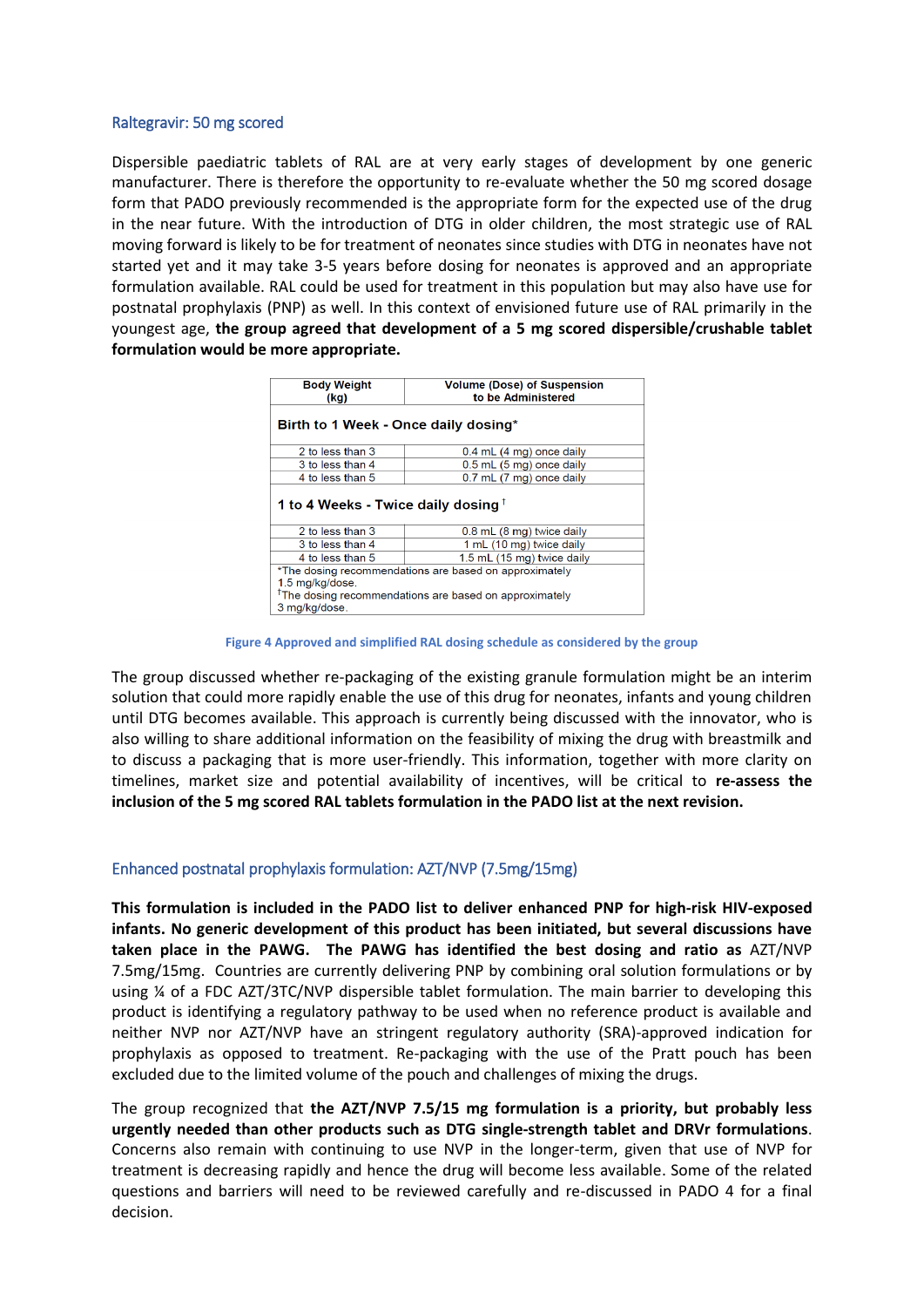## Raltegravir: 50 mg scored

Dispersible paediatric tablets of RAL are at very early stages of development by one generic manufacturer. There is therefore the opportunity to re-evaluate whether the 50 mg scored dosage form that PADO previously recommended is the appropriate form for the expected use of the drug in the near future. With the introduction of DTG in older children, the most strategic use of RAL moving forward is likely to be for treatment of neonates since studies with DTG in neonates have not started yet and it may take 3-5 years before dosing for neonates is approved and an appropriate formulation available. RAL could be used for treatment in this population but may also have use for postnatal prophylaxis (PNP) as well. In this context of envisioned future use of RAL primarily in the youngest age, **the group agreed that development of a 5 mg scored dispersible/crushable tablet formulation would be more appropriate.**

| Body Weight (kg) | Volume (Dose) of Suspension to be Administered |
|---|---|
| **Birth to 1 Week - Once daily dosing*** | |
| 2 to less than 3 | 0.4 mL (4 mg) once daily |
| 3 to less than 4 | 0.5 mL (5 mg) once daily |
| 4 to less than 5 | 0.7 mL (7 mg) once daily |
| **1 to 4 Weeks - Twice daily dosing** † | |
| 2 to less than 3 | 0.8 mL (8 mg) twice daily |
| 3 to less than 4 | 1 mL (10 mg) twice daily |
| 4 to less than 5 | 1.5 mL (15 mg) twice daily |
| *The dosing recommendations are based on approximately 1.5 mg/kg/dose. †The dosing recommendations are based on approximately 3 mg/kg/dose. | |

Figure 4 Approved and simplified RAL dosing schedule as considered by the group

The group discussed whether re-packaging of the existing granule formulation might be an interim solution that could more rapidly enable the use of this drug for neonates, infants and young children until DTG becomes available. This approach is currently being discussed with the innovator, who is also willing to share additional information on the feasibility of mixing the drug with breastmilk and to discuss a packaging that is more user-friendly. This information, together with more clarity on timelines, market size and potential availability of incentives, will be critical to **re-assess the inclusion of the 5 mg scored RAL tablets formulation in the PADO list at the next revision.**

## Enhanced postnatal prophylaxis formulation: AZT/NVP (7.5mg/15mg)

**This formulation is included in the PADO list to deliver enhanced PNP for high-risk HIV-exposed infants. No generic development of this product has been initiated, but several discussions have taken place in the PAWG. The PAWG has identified the best dosing and ratio as** AZT/NVP 7.5mg/15mg. Countries are currently delivering PNP by combining oral solution formulations or by using ¼ of a FDC AZT/3TC/NVP dispersible tablet formulation. The main barrier to developing this product is identifying a regulatory pathway to be used when no reference product is available and neither NVP nor AZT/NVP have an stringent regulatory authority (SRA)-approved indication for prophylaxis as opposed to treatment. Re-packaging with the use of the Pratt pouch has been excluded due to the limited volume of the pouch and challenges of mixing the drugs.

The group recognized that **the AZT/NVP 7.5/15 mg formulation is a priority, but probably less urgently needed than other products such as DTG single-strength tablet and DRVr formulations**. Concerns also remain with continuing to use NVP in the longer-term, given that use of NVP for treatment is decreasing rapidly and hence the drug will become less available. Some of the related questions and barriers will need to be reviewed carefully and re-discussed in PADO 4 for a final decision.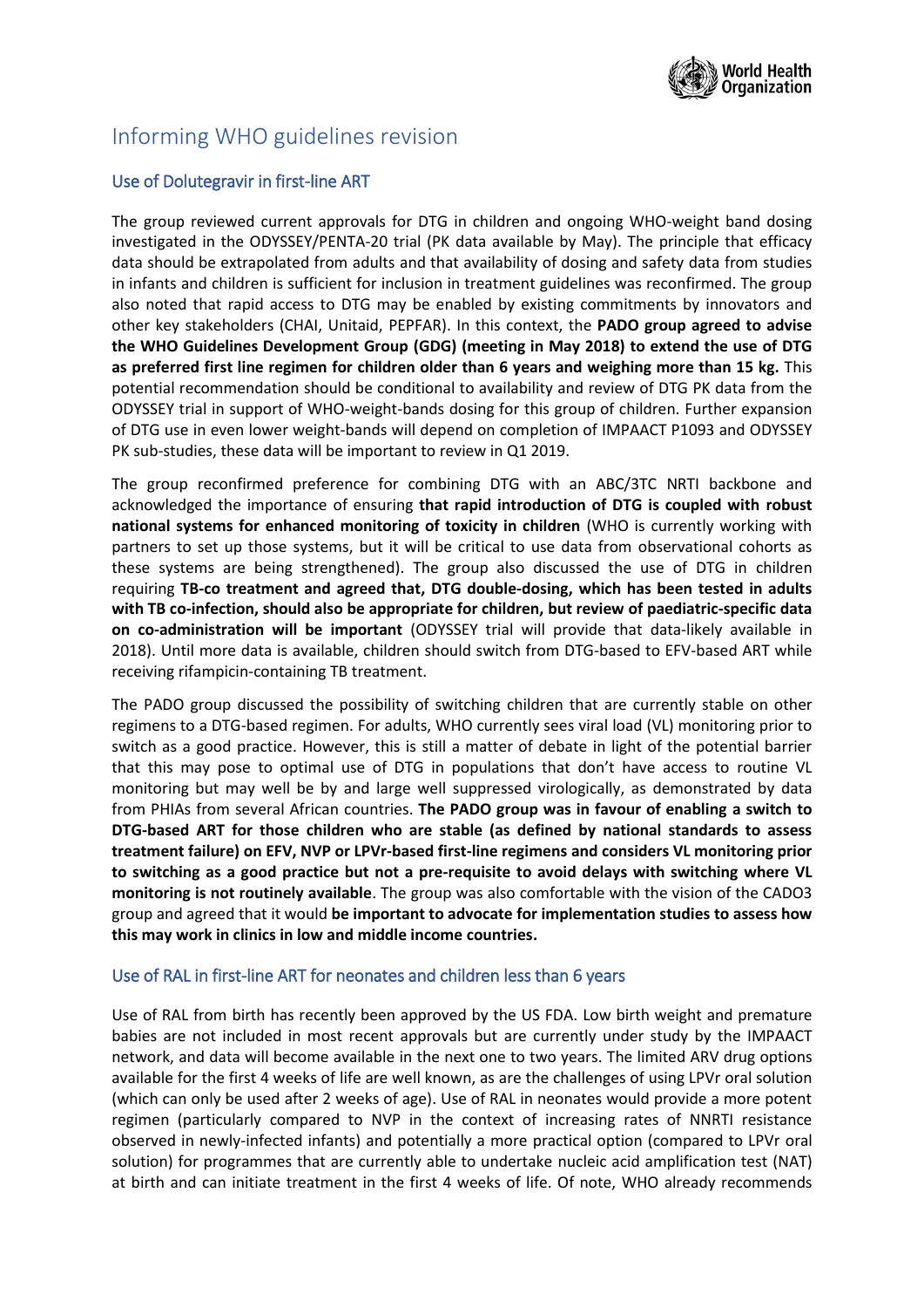# Informing WHO guidelines revision

## Use of Dolutegravir in first-line ART

The group reviewed current approvals for DTG in children and ongoing WHO-weight band dosing investigated in the ODYSSEY/PENTA-20 trial (PK data available by May). The principle that efficacy data should be extrapolated from adults and that availability of dosing and safety data from studies in infants and children is sufficient for inclusion in treatment guidelines was reconfirmed. The group also noted that rapid access to DTG may be enabled by existing commitments by innovators and other key stakeholders (CHAI, Unitaid, PEPFAR). In this context, the **PADO group agreed to advise the WHO Guidelines Development Group (GDG) (meeting in May 2018) to extend the use of DTG as preferred first line regimen for children older than 6 years and weighing more than 15 kg.** This potential recommendation should be conditional to availability and review of DTG PK data from the ODYSSEY trial in support of WHO-weight-bands dosing for this group of children. Further expansion of DTG use in even lower weight-bands will depend on completion of IMPAACT P1093 and ODYSSEY PK sub-studies, these data will be important to review in Q1 2019.

The group reconfirmed preference for combining DTG with an ABC/3TC NRTI backbone and acknowledged the importance of ensuring **that rapid introduction of DTG is coupled with robust national systems for enhanced monitoring of toxicity in children** (WHO is currently working with partners to set up those systems, but it will be critical to use data from observational cohorts as these systems are being strengthened). The group also discussed the use of DTG in children requiring **TB-co treatment and agreed that, DTG double-dosing, which has been tested in adults with TB co-infection, should also be appropriate for children, but review of paediatric-specific data on co-administration will be important** (ODYSSEY trial will provide that data-likely available in 2018). Until more data is available, children should switch from DTG-based to EFV-based ART while receiving rifampicin-containing TB treatment.

The PADO group discussed the possibility of switching children that are currently stable on other regimens to a DTG-based regimen. For adults, WHO currently sees viral load (VL) monitoring prior to switch as a good practice. However, this is still a matter of debate in light of the potential barrier that this may pose to optimal use of DTG in populations that don't have access to routine VL monitoring but may well be by and large well suppressed virologically, as demonstrated by data from PHIAs from several African countries. **The PADO group was in favour of enabling a switch to DTG-based ART for those children who are stable (as defined by national standards to assess treatment failure) on EFV, NVP or LPVr-based first-line regimens and considers VL monitoring prior to switching as a good practice but not a pre-requisite to avoid delays with switching where VL monitoring is not routinely available**. The group was also comfortable with the vision of the CADO3 group and agreed that it would **be important to advocate for implementation studies to assess how this may work in clinics in low and middle income countries.**

## Use of RAL in first-line ART for neonates and children less than 6 years

Use of RAL from birth has recently been approved by the US FDA. Low birth weight and premature babies are not included in most recent approvals but are currently under study by the IMPAACT network, and data will become available in the next one to two years. The limited ARV drug options available for the first 4 weeks of life are well known, as are the challenges of using LPVr oral solution (which can only be used after 2 weeks of age). Use of RAL in neonates would provide a more potent regimen (particularly compared to NVP in the context of increasing rates of NNRTI resistance observed in newly-infected infants) and potentially a more practical option (compared to LPVr oral solution) for programmes that are currently able to undertake nucleic acid amplification test (NAT) at birth and can initiate treatment in the first 4 weeks of life. Of note, WHO already recommends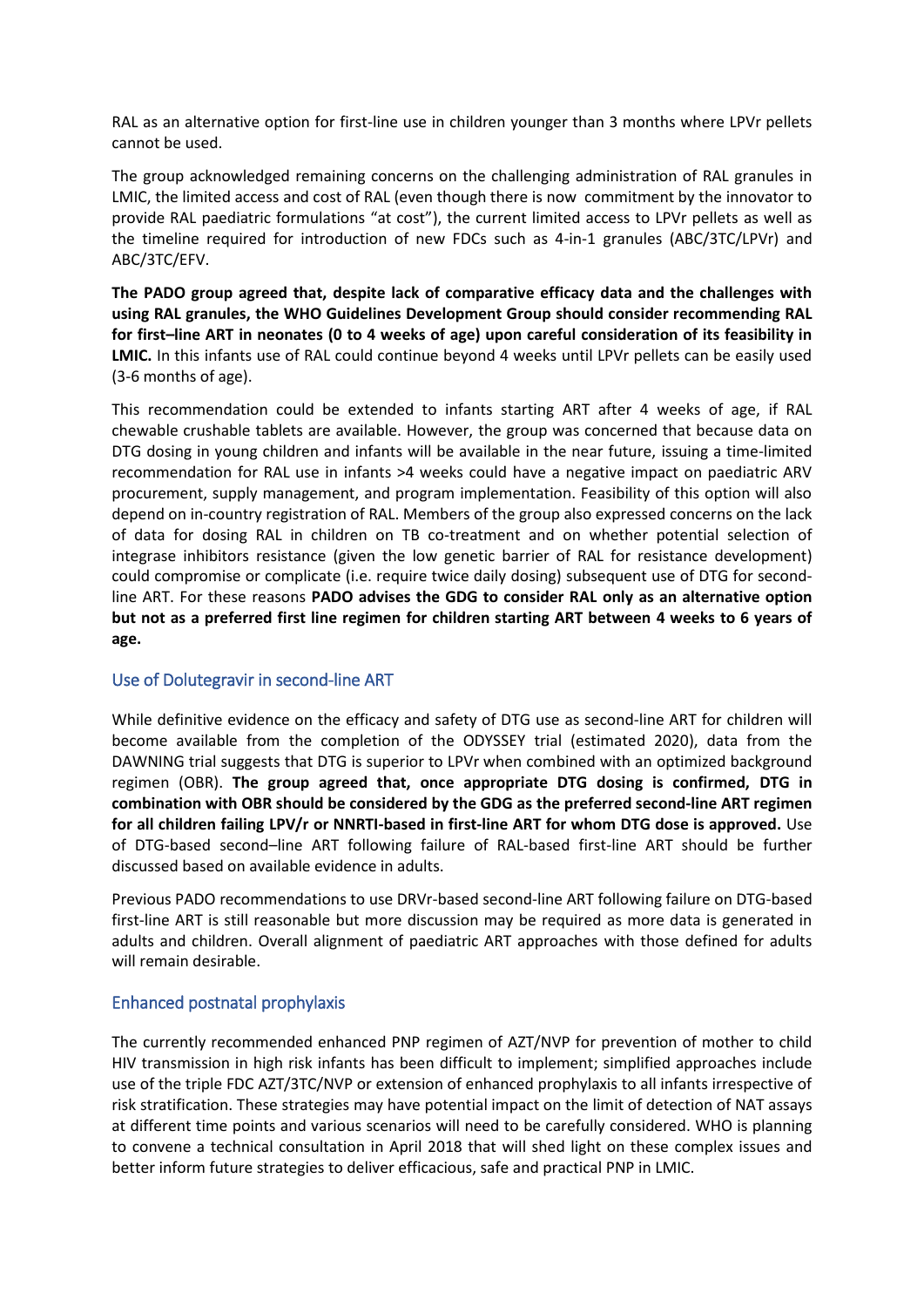RAL as an alternative option for first-line use in children younger than 3 months where LPVr pellets cannot be used.

The group acknowledged remaining concerns on the challenging administration of RAL granules in LMIC, the limited access and cost of RAL (even though there is now commitment by the innovator to provide RAL paediatric formulations "at cost"), the current limited access to LPVr pellets as well as the timeline required for introduction of new FDCs such as 4-in-1 granules (ABC/3TC/LPVr) and ABC/3TC/EFV.

**The PADO group agreed that, despite lack of comparative efficacy data and the challenges with using RAL granules, the WHO Guidelines Development Group should consider recommending RAL for first–line ART in neonates (0 to 4 weeks of age) upon careful consideration of its feasibility in LMIC.** In this infants use of RAL could continue beyond 4 weeks until LPVr pellets can be easily used (3-6 months of age).

This recommendation could be extended to infants starting ART after 4 weeks of age, if RAL chewable crushable tablets are available. However, the group was concerned that because data on DTG dosing in young children and infants will be available in the near future, issuing a time-limited recommendation for RAL use in infants >4 weeks could have a negative impact on paediatric ARV procurement, supply management, and program implementation. Feasibility of this option will also depend on in-country registration of RAL. Members of the group also expressed concerns on the lack of data for dosing RAL in children on TB co-treatment and on whether potential selection of integrase inhibitors resistance (given the low genetic barrier of RAL for resistance development) could compromise or complicate (i.e. require twice daily dosing) subsequent use of DTG for second-line ART. For these reasons **PADO advises the GDG to consider RAL only as an alternative option but not as a preferred first line regimen for children starting ART between 4 weeks to 6 years of age.**

## Use of Dolutegravir in second-line ART

While definitive evidence on the efficacy and safety of DTG use as second-line ART for children will become available from the completion of the ODYSSEY trial (estimated 2020), data from the DAWNING trial suggests that DTG is superior to LPVr when combined with an optimized background regimen (OBR). **The group agreed that, once appropriate DTG dosing is confirmed, DTG in combination with OBR should be considered by the GDG as the preferred second-line ART regimen for all children failing LPV/r or NNRTI-based in first-line ART for whom DTG dose is approved.** Use of DTG-based second–line ART following failure of RAL-based first-line ART should be further discussed based on available evidence in adults.

Previous PADO recommendations to use DRVr-based second-line ART following failure on DTG-based first-line ART is still reasonable but more discussion may be required as more data is generated in adults and children. Overall alignment of paediatric ART approaches with those defined for adults will remain desirable.

## Enhanced postnatal prophylaxis

The currently recommended enhanced PNP regimen of AZT/NVP for prevention of mother to child HIV transmission in high risk infants has been difficult to implement; simplified approaches include use of the triple FDC AZT/3TC/NVP or extension of enhanced prophylaxis to all infants irrespective of risk stratification. These strategies may have potential impact on the limit of detection of NAT assays at different time points and various scenarios will need to be carefully considered. WHO is planning to convene a technical consultation in April 2018 that will shed light on these complex issues and better inform future strategies to deliver efficacious, safe and practical PNP in LMIC.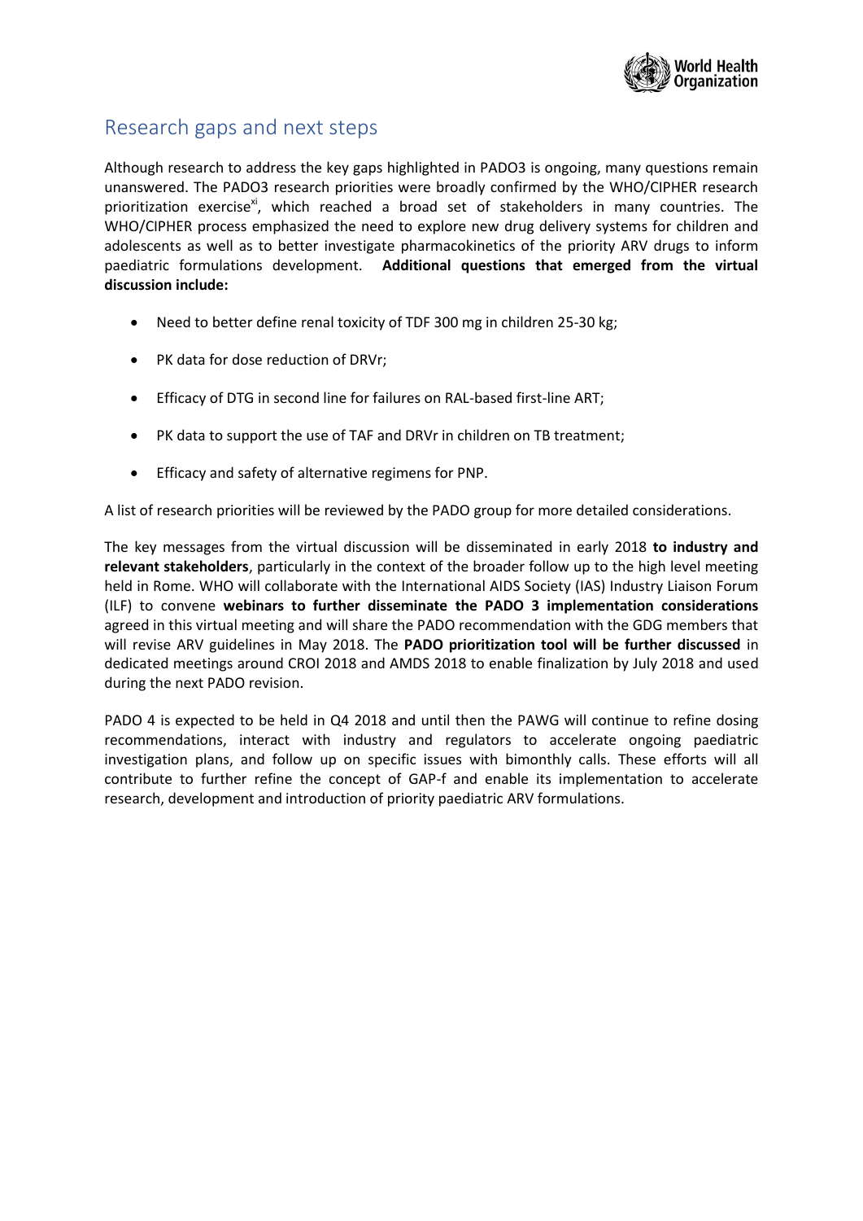## Research gaps and next steps

Although research to address the key gaps highlighted in PADO3 is ongoing, many questions remain unanswered. The PADO3 research priorities were broadly confirmed by the WHO/CIPHER research prioritization exercise[xi], which reached a broad set of stakeholders in many countries. The WHO/CIPHER process emphasized the need to explore new drug delivery systems for children and adolescents as well as to better investigate pharmacokinetics of the priority ARV drugs to inform paediatric formulations development. **Additional questions that emerged from the virtual discussion include:**

- Need to better define renal toxicity of TDF 300 mg in children 25-30 kg;
- PK data for dose reduction of DRVr;
- Efficacy of DTG in second line for failures on RAL-based first-line ART;
- PK data to support the use of TAF and DRVr in children on TB treatment;
- Efficacy and safety of alternative regimens for PNP.

A list of research priorities will be reviewed by the PADO group for more detailed considerations.

The key messages from the virtual discussion will be disseminated in early 2018 **to industry and relevant stakeholders**, particularly in the context of the broader follow up to the high level meeting held in Rome. WHO will collaborate with the International AIDS Society (IAS) Industry Liaison Forum (ILF) to convene **webinars to further disseminate the PADO 3 implementation considerations** agreed in this virtual meeting and will share the PADO recommendation with the GDG members that will revise ARV guidelines in May 2018. The **PADO prioritization tool will be further discussed** in dedicated meetings around CROI 2018 and AMDS 2018 to enable finalization by July 2018 and used during the next PADO revision.

PADO 4 is expected to be held in Q4 2018 and until then the PAWG will continue to refine dosing recommendations, interact with industry and regulators to accelerate ongoing paediatric investigation plans, and follow up on specific issues with bimonthly calls. These efforts will all contribute to further refine the concept of GAP-f and enable its implementation to accelerate research, development and introduction of priority paediatric ARV formulations.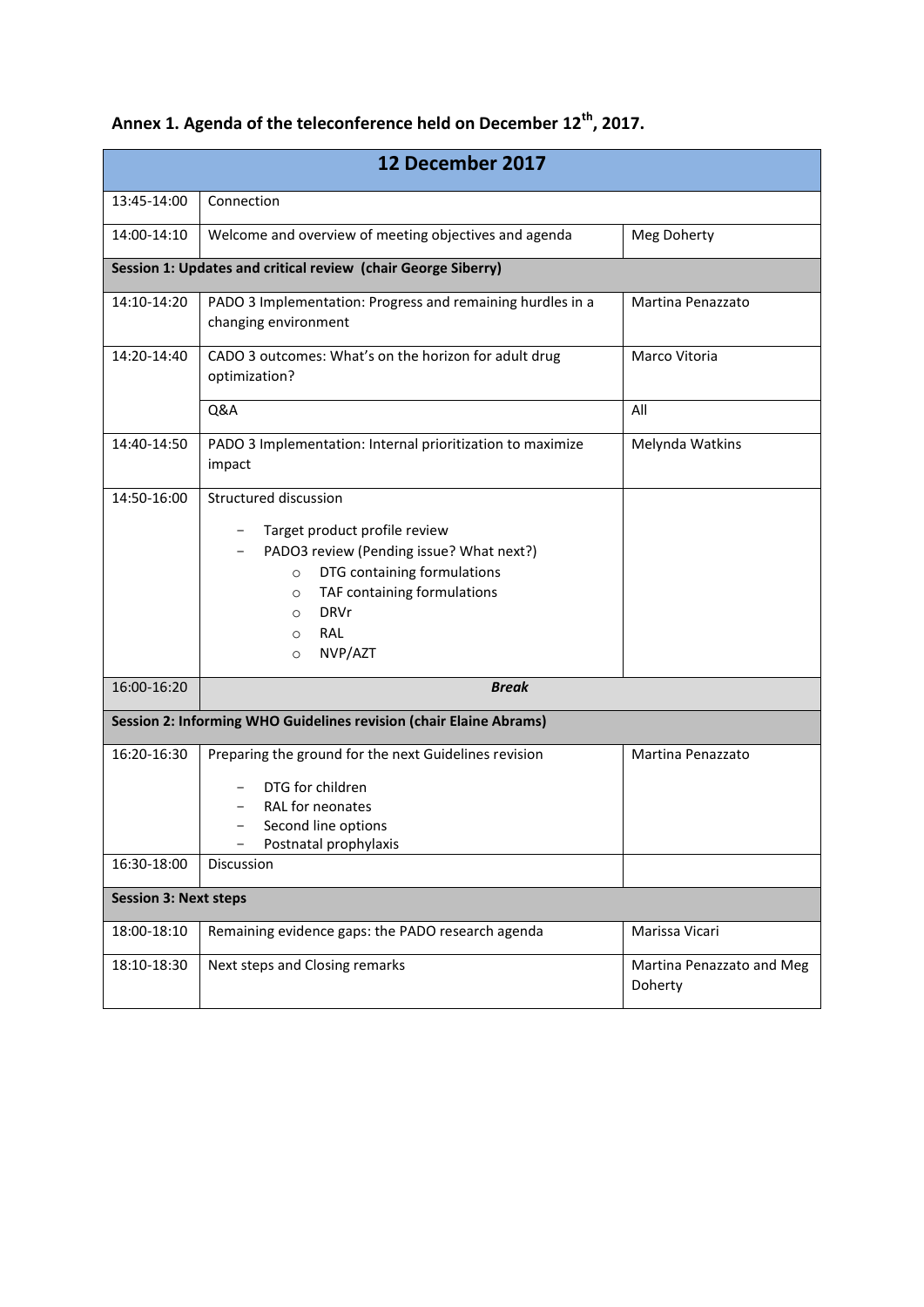**Annex 1. Agenda of the teleconference held on December 12th, 2017.**

| 12 December 2017 | | |
|---|---|---|
| 13:45-14:00 | Connection | |
| 14:00-14:10 | Welcome and overview of meeting objectives and agenda | Meg Doherty |
| **Session 1: Updates and critical review (chair George Siberry)** | | |
| 14:10-14:20 | PADO 3 Implementation: Progress and remaining hurdles in a changing environment | Martina Penazzato |
| 14:20-14:40 | CADO 3 outcomes: What's on the horizon for adult drug optimization? | Marco Vitoria |
| | Q&A | All |
| 14:40-14:50 | PADO 3 Implementation: Internal prioritization to maximize impact | Melynda Watkins |
| 14:50-16:00 | Structured discussion<br>– Target product profile review<br>– PADO3 review (Pending issue? What next?)<br>○ DTG containing formulations<br>○ TAF containing formulations<br>○ DRVr<br>○ RAL<br>○ NVP/AZT | |
| 16:00-16:20 | ***Break*** | |
| **Session 2: Informing WHO Guidelines revision (chair Elaine Abrams)** | | |
| 16:20-16:30 | Preparing the ground for the next Guidelines revision<br>– DTG for children<br>– RAL for neonates<br>– Second line options<br>– Postnatal prophylaxis | Martina Penazzato |
| 16:30-18:00 | Discussion | |
| **Session 3: Next steps** | | |
| 18:00-18:10 | Remaining evidence gaps: the PADO research agenda | Marissa Vicari |
| 18:10-18:30 | Next steps and Closing remarks | Martina Penazzato and Meg Doherty |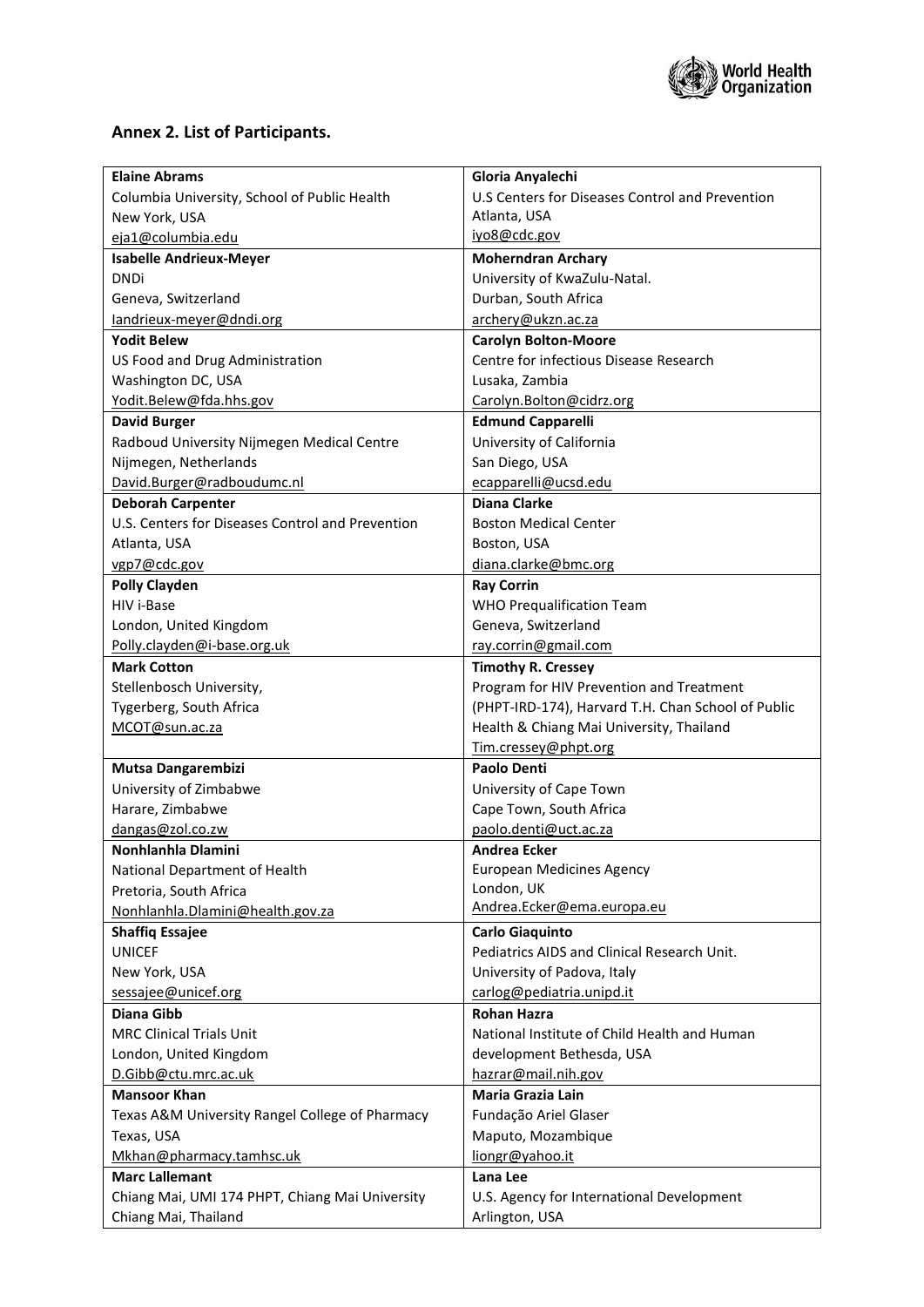## Annex 2. List of Participants.

| | |
|---|---|
| **Elaine Abrams**<br>Columbia University, School of Public Health<br>New York, USA<br>eja1@columbia.edu | **Gloria Anyalechi**<br>U.S Centers for Diseases Control and Prevention<br>Atlanta, USA<br>iyo8@cdc.gov |
| **Isabelle Andrieux-Meyer**<br>DNDi<br>Geneva, Switzerland<br>Iandrieux-meyer@dndi.org | **Moherndran Archary**<br>University of KwaZulu-Natal.<br>Durban, South Africa<br>archery@ukzn.ac.za |
| **Yodit Belew**<br>US Food and Drug Administration<br>Washington DC, USA<br>Yodit.Belew@fda.hhs.gov | **Carolyn Bolton-Moore**<br>Centre for infectious Disease Research<br>Lusaka, Zambia<br>Carolyn.Bolton@cidrz.org |
| **David Burger**<br>Radboud University Nijmegen Medical Centre<br>Nijmegen, Netherlands<br>David.Burger@radboudumc.nl | **Edmund Capparelli**<br>University of California<br>San Diego, USA<br>ecapparelli@ucsd.edu |
| **Deborah Carpenter**<br>U.S. Centers for Diseases Control and Prevention<br>Atlanta, USA<br>vgp7@cdc.gov | **Diana Clarke**<br>Boston Medical Center<br>Boston, USA<br>diana.clarke@bmc.org |
| **Polly Clayden**<br>HIV i-Base<br>London, United Kingdom<br>Polly.clayden@i-base.org.uk | **Ray Corrin**<br>WHO Prequalification Team<br>Geneva, Switzerland<br>ray.corrin@gmail.com |
| **Mark Cotton**<br>Stellenbosch University,<br>Tygerberg, South Africa<br>MCOT@sun.ac.za | **Timothy R. Cressey**<br>Program for HIV Prevention and Treatment<br>(PHPT-IRD-174), Harvard T.H. Chan School of Public Health & Chiang Mai University, Thailand<br>Tim.cressey@phpt.org |
| **Mutsa Dangarembizi**<br>University of Zimbabwe<br>Harare, Zimbabwe<br>dangas@zol.co.zw | **Paolo Denti**<br>University of Cape Town<br>Cape Town, South Africa<br>paolo.denti@uct.ac.za |
| **Nonhlanhla Dlamini**<br>National Department of Health<br>Pretoria, South Africa<br>Nonhlanhla.Dlamini@health.gov.za | **Andrea Ecker**<br>European Medicines Agency<br>London, UK<br>Andrea.Ecker@ema.europa.eu |
| **Shaffiq Essajee**<br>UNICEF<br>New York, USA<br>sessajee@unicef.org | **Carlo Giaquinto**<br>Pediatrics AIDS and Clinical Research Unit.<br>University of Padova, Italy<br>carlog@pediatria.unipd.it |
| **Diana Gibb**<br>MRC Clinical Trials Unit<br>London, United Kingdom<br>D.Gibb@ctu.mrc.ac.uk | **Rohan Hazra**<br>National Institute of Child Health and Human development Bethesda, USA<br>hazrar@mail.nih.gov |
| **Mansoor Khan**<br>Texas A&M University Rangel College of Pharmacy<br>Texas, USA<br>Mkhan@pharmacy.tamhsc.uk | **Maria Grazia Lain**<br>Fundação Ariel Glaser<br>Maputo, Mozambique<br>liongr@yahoo.it |
| **Marc Lallemant**<br>Chiang Mai, UMI 174 PHPT, Chiang Mai University<br>Chiang Mai, Thailand | **Lana Lee**<br>U.S. Agency for International Development<br>Arlington, USA |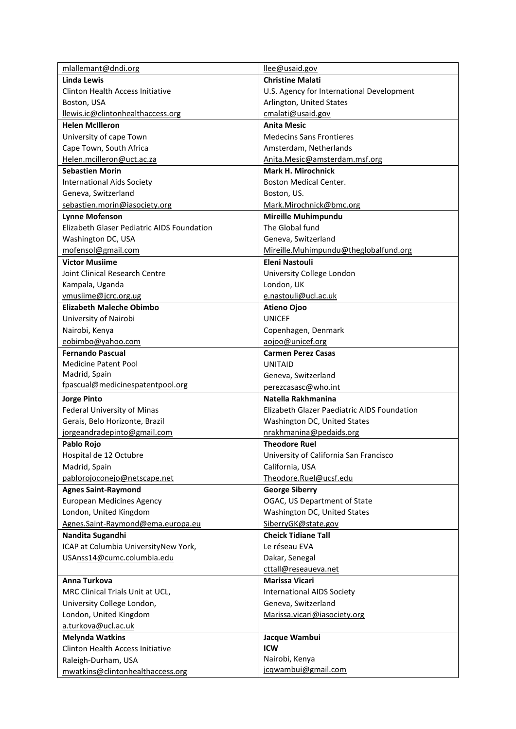| | |
|---|---|
| mlallemant@dndi.org | llee@usaid.gov |
| **Linda Lewis**<br>Clinton Health Access Initiative<br>Boston, USA<br>llewis.ic@clintonhealthaccess.org | **Christine Malati**<br>U.S. Agency for International Development<br>Arlington, United States<br>cmalati@usaid.gov |
| **Helen McIlleron**<br>University of cape Town<br>Cape Town, South Africa<br>Helen.mcilleron@uct.ac.za | **Anita Mesic**<br>Medecins Sans Frontieres<br>Amsterdam, Netherlands<br>Anita.Mesic@amsterdam.msf.org |
| **Sebastien Morin**<br>International Aids Society<br>Geneva, Switzerland<br>sebastien.morin@iasociety.org | **Mark H. Mirochnick**<br>Boston Medical Center.<br>Boston, US.<br>Mark.Mirochnick@bmc.org |
| **Lynne Mofenson**<br>Elizabeth Glaser Pediatric AIDS Foundation<br>Washington DC, USA<br>mofensol@gmail.com | **Mireille Muhimpundu**<br>The Global fund<br>Geneva, Switzerland<br>Mireille.Muhimpundu@theglobalfund.org |
| **Victor Musiime**<br>Joint Clinical Research Centre<br>Kampala, Uganda<br>vmusiime@jcrc.org.ug | **Eleni Nastouli**<br>University College London<br>London, UK<br>e.nastouli@ucl.ac.uk |
| **Elizabeth Maleche Obimbo**<br>University of Nairobi<br>Nairobi, Kenya<br>eobimbo@yahoo.com | **Atieno Ojoo**<br>UNICEF<br>Copenhagen, Denmark<br>aojoo@unicef.org |
| **Fernando Pascual**<br>Medicine Patent Pool<br>Madrid, Spain<br>fpascual@medicinespatentpool.org | **Carmen Perez Casas**<br>UNITAID<br>Geneva, Switzerland<br>perezcasasc@who.int |
| **Jorge Pinto**<br>Federal University of Minas<br>Gerais, Belo Horizonte, Brazil<br>jorgeandradepinto@gmail.com | **Natella Rakhmanina**<br>Elizabeth Glazer Paediatric AIDS Foundation<br>Washington DC, United States<br>nrakhmanina@pedaids.org |
| **Pablo Rojo**<br>Hospital de 12 Octubre<br>Madrid, Spain<br>pablorojoconejo@netscape.net | **Theodore Ruel**<br>University of California San Francisco<br>California, USA<br>Theodore.Ruel@ucsf.edu |
| **Agnes Saint-Raymond**<br>European Medicines Agency<br>London, United Kingdom<br>Agnes.Saint-Raymond@ema.europa.eu | **George Siberry**<br>OGAC, US Department of State<br>Washington DC, United States<br>SiberryGK@state.gov |
| **Nandita Sugandhi**<br>ICAP at Columbia UniversityNew York,<br>USAnss14@cumc.columbia.edu | **Cheick Tidiane Tall**<br>Le réseau EVA<br>Dakar, Senegal<br>cttall@reseaueva.net |
| **Anna Turkova**<br>MRC Clinical Trials Unit at UCL,<br>University College London,<br>London, United Kingdom<br>a.turkova@ucl.ac.uk | **Marissa Vicari**<br>International AIDS Society<br>Geneva, Switzerland<br>Marissa.vicari@iasociety.org |
| **Melynda Watkins**<br>Clinton Health Access Initiative<br>Raleigh-Durham, USA<br>mwatkins@clintonhealthaccess.org | **Jacque Wambui**<br>**ICW**<br>Nairobi, Kenya<br>jcqwambui@gmail.com |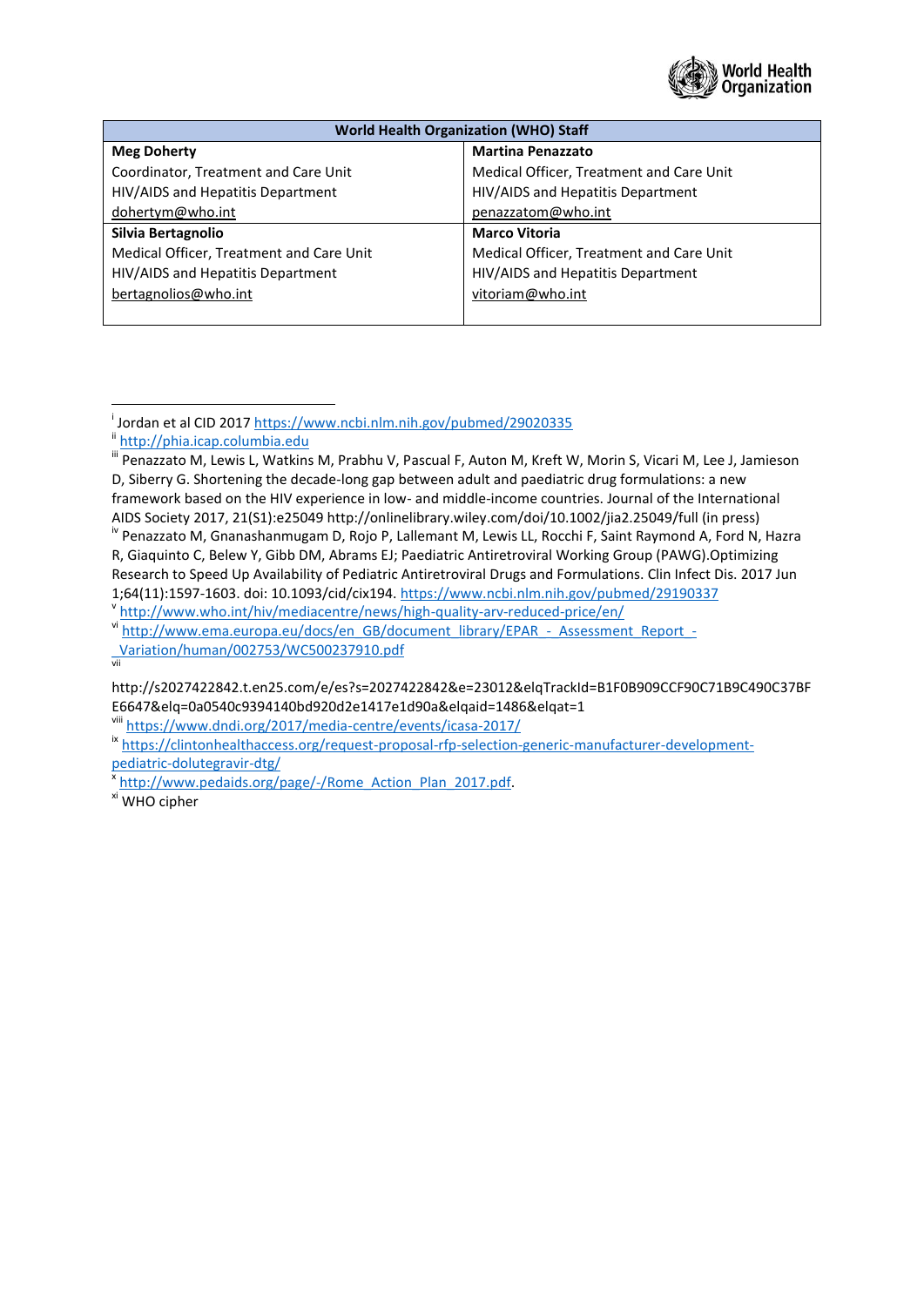| World Health Organization (WHO) Staff | |
|---|---|
| **Meg Doherty**<br>Coordinator, Treatment and Care Unit<br>HIV/AIDS and Hepatitis Department<br>dohertym@who.int | **Martina Penazzato**<br>Medical Officer, Treatment and Care Unit<br>HIV/AIDS and Hepatitis Department<br>penazzatom@who.int |
| **Silvia Bertagnolio**<br>Medical Officer, Treatment and Care Unit<br>HIV/AIDS and Hepatitis Department<br>bertagnolios@who.int | **Marco Vitoria**<br>Medical Officer, Treatment and Care Unit<br>HIV/AIDS and Hepatitis Department<br>vitoriam@who.int |

---

[i] Jordan et al CID 2017 https://www.ncbi.nlm.nih.gov/pubmed/29020335

[ii] http://phia.icap.columbia.edu

[iii] Penazzato M, Lewis L, Watkins M, Prabhu V, Pascual F, Auton M, Kreft W, Morin S, Vicari M, Lee J, Jamieson D, Siberry G. Shortening the decade-long gap between adult and paediatric drug formulations: a new framework based on the HIV experience in low- and middle-income countries. Journal of the International AIDS Society 2017, 21(S1):e25049 http://onlinelibrary.wiley.com/doi/10.1002/jia2.25049/full (in press)

[iv] Penazzato M, Gnanashanmugam D, Rojo P, Lallemant M, Lewis LL, Rocchi F, Saint Raymond A, Ford N, Hazra R, Giaquinto C, Belew Y, Gibb DM, Abrams EJ; Paediatric Antiretroviral Working Group (PAWG).Optimizing Research to Speed Up Availability of Pediatric Antiretroviral Drugs and Formulations. Clin Infect Dis. 2017 Jun 1;64(11):1597-1603. doi: 10.1093/cid/cix194. https://www.ncbi.nlm.nih.gov/pubmed/29190337

[v] http://www.who.int/hiv/mediacentre/news/high-quality-arv-reduced-price/en/

[vi] http://www.ema.europa.eu/docs/en_GB/document_library/EPAR_-_Assessment_Report_-_Variation/human/002753/WC500237910.pdf

[vii] http://s2027422842.t.en25.com/e/es?s=2027422842&e=23012&elqTrackId=B1F0B909CCF90C71B9C490C37BFE6647&elq=0a0540c9394140bd920d2e1417e1d90a&elqaid=1486&elqat=1

[viii] https://www.dndi.org/2017/media-centre/events/icasa-2017/

[ix] https://clintonhealthaccess.org/request-proposal-rfp-selection-generic-manufacturer-development-pediatric-dolutegravir-dtg/

[x] http://www.pedaids.org/page/-/Rome_Action_Plan_2017.pdf.

[xi] WHO cipher